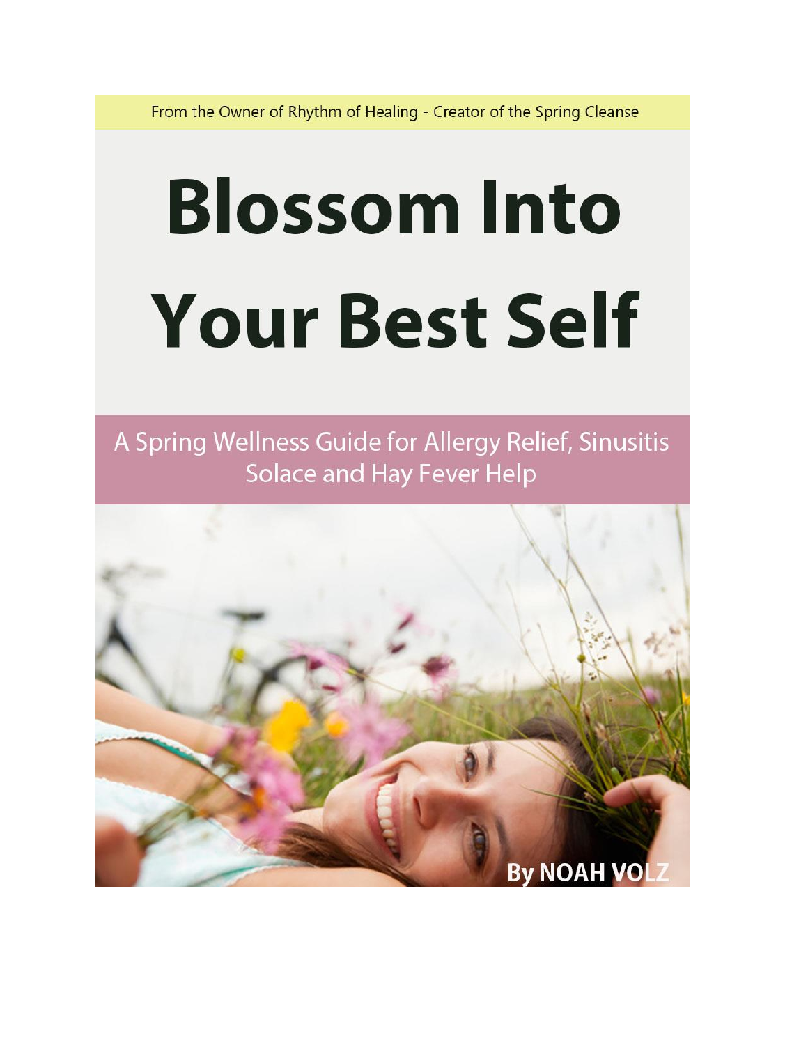From the Owner of Rhythm of Healing - Creator of the Spring Cleanse

# Blossom Into Your Best Self

## A Spring Wellness Guide for Allergy Relief, Sinusitis Solace and Hay Fever Help

**By NOAH VOLZ**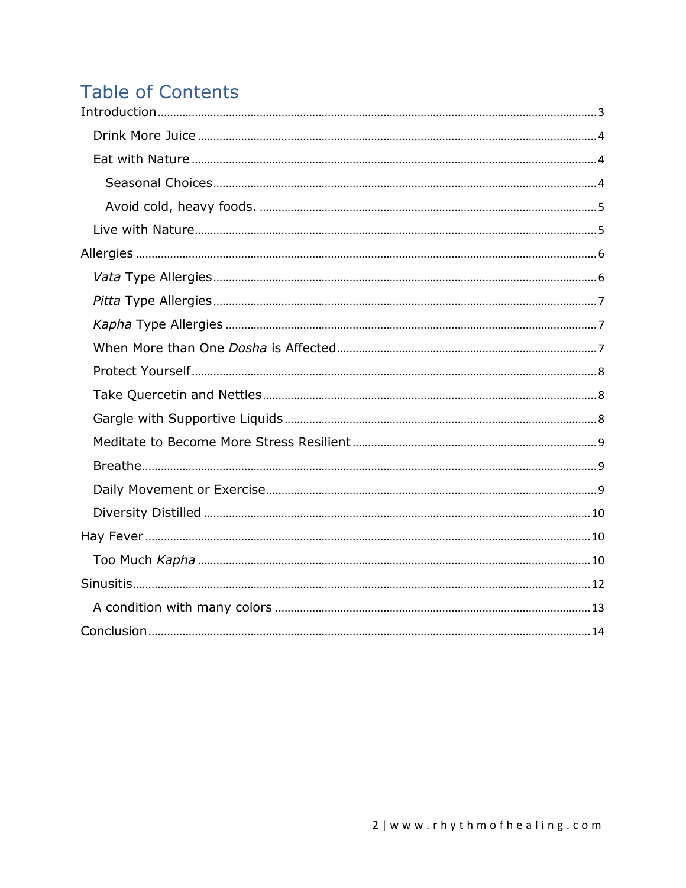# Table of Contents

Introduction ........ 3

- Drink More Juice ........ 4
- Eat with Nature ........ 4
  - Seasonal Choices ........ 4
  - Avoid cold, heavy foods. ........ 5
- Live with Nature ........ 5

Allergies ........ 6

- *Vata* Type Allergies ........ 6
- *Pitta* Type Allergies ........ 7
- *Kapha* Type Allergies ........ 7
- When More than One *Dosha* is Affected ........ 7
- Protect Yourself ........ 8
- Take Quercetin and Nettles ........ 8
- Gargle with Supportive Liquids ........ 8
- Meditate to Become More Stress Resilient ........ 9
- Breathe ........ 9
- Daily Movement or Exercise ........ 9
- Diversity Distilled ........ 10

Hay Fever ........ 10

- Too Much *Kapha* ........ 10

Sinusitis ........ 12

- A condition with many colors ........ 13

Conclusion ........ 14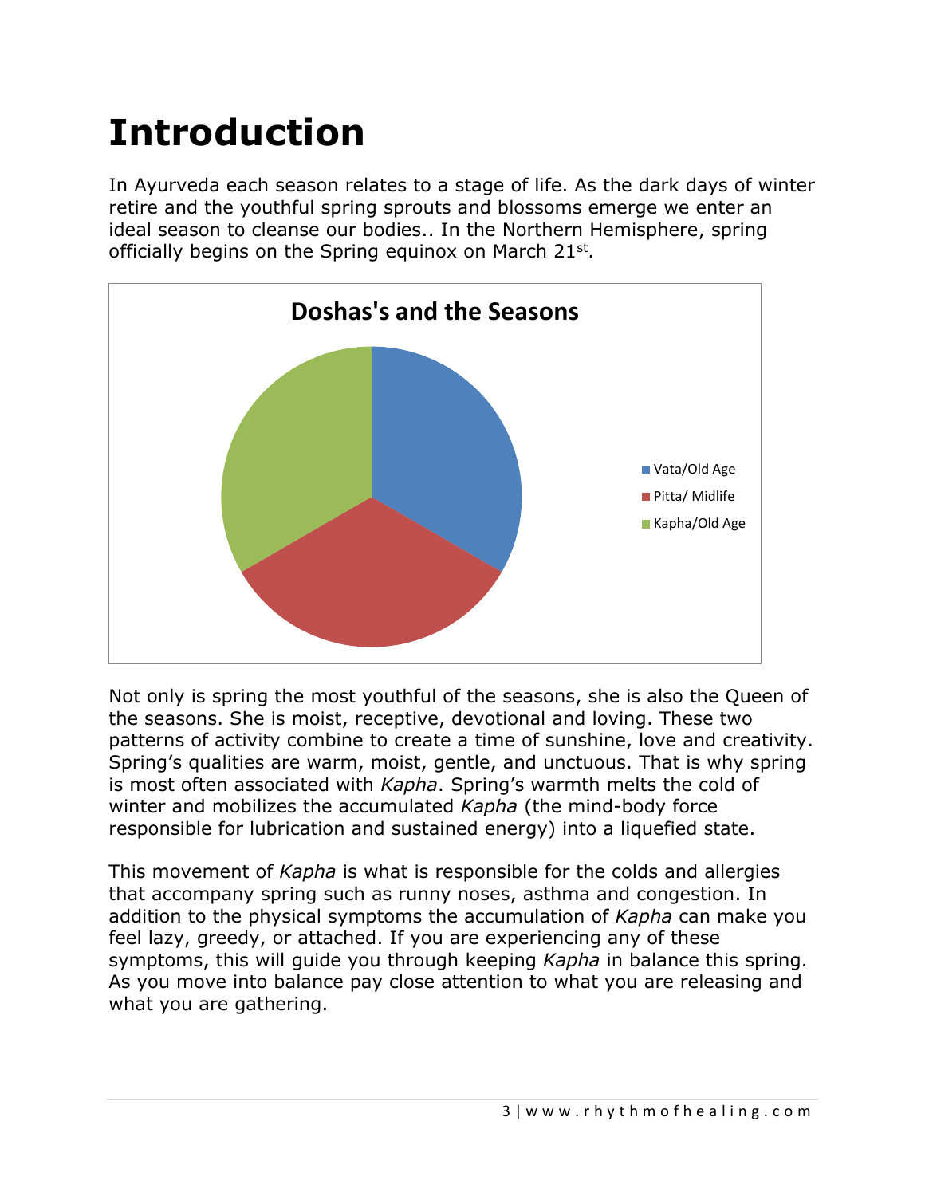# Introduction

In Ayurveda each season relates to a stage of life. As the dark days of winter retire and the youthful spring sprouts and blossoms emerge we enter an ideal season to cleanse our bodies.. In the Northern Hemisphere, spring officially begins on the Spring equinox on March 21st.

**Doshas's and the Seasons**

- Vata/Old Age
- Pitta/ Midlife
- Kapha/Old Age

Not only is spring the most youthful of the seasons, she is also the Queen of the seasons. She is moist, receptive, devotional and loving. These two patterns of activity combine to create a time of sunshine, love and creativity. Spring's qualities are warm, moist, gentle, and unctuous. That is why spring is most often associated with *Kapha*. Spring's warmth melts the cold of winter and mobilizes the accumulated *Kapha* (the mind-body force responsible for lubrication and sustained energy) into a liquefied state.

This movement of *Kapha* is what is responsible for the colds and allergies that accompany spring such as runny noses, asthma and congestion. In addition to the physical symptoms the accumulation of *Kapha* can make you feel lazy, greedy, or attached. If you are experiencing any of these symptoms, this will guide you through keeping *Kapha* in balance this spring. As you move into balance pay close attention to what you are releasing and what you are gathering.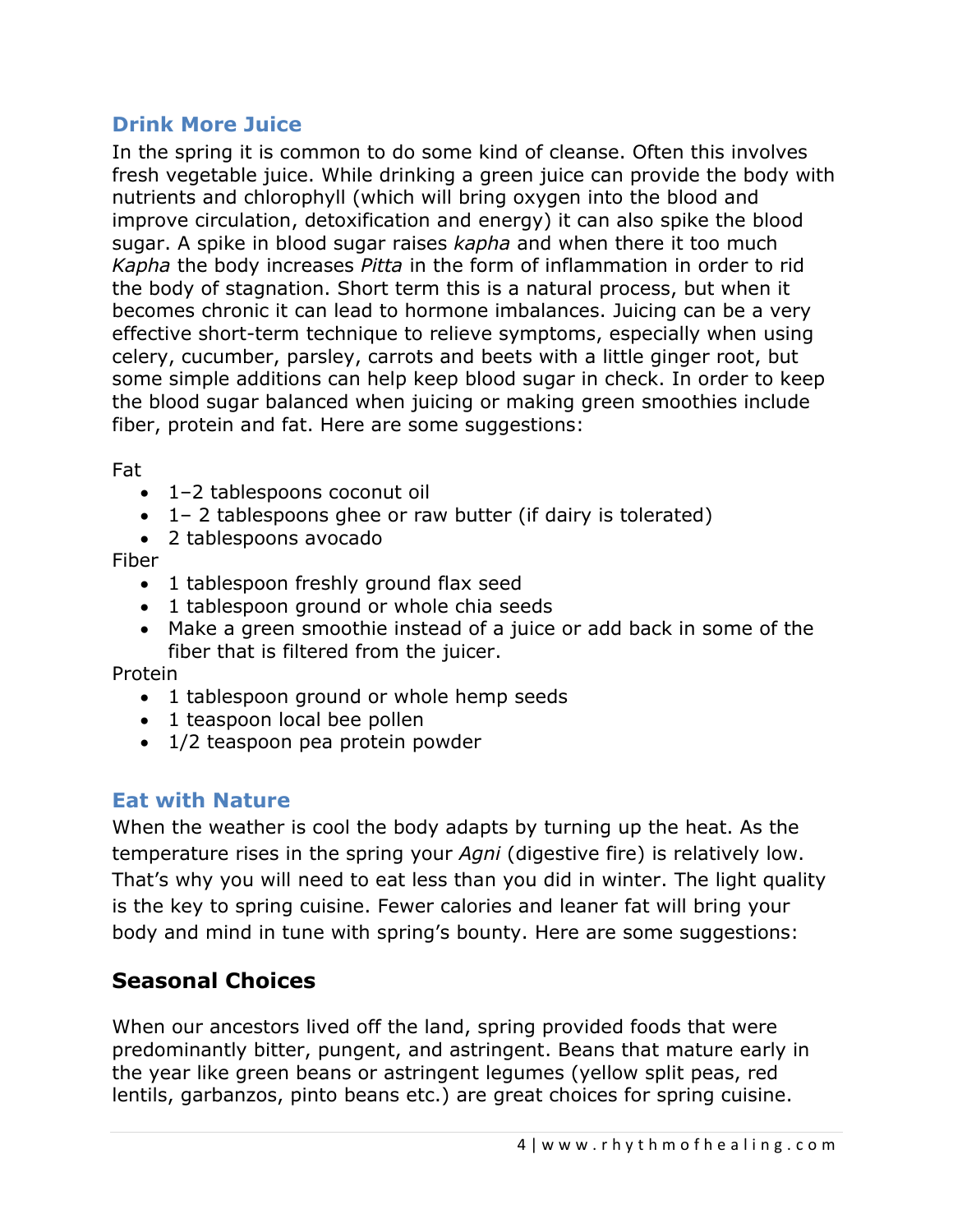## Drink More Juice

In the spring it is common to do some kind of cleanse. Often this involves fresh vegetable juice. While drinking a green juice can provide the body with nutrients and chlorophyll (which will bring oxygen into the blood and improve circulation, detoxification and energy) it can also spike the blood sugar. A spike in blood sugar raises *kapha* and when there it too much *Kapha* the body increases *Pitta* in the form of inflammation in order to rid the body of stagnation. Short term this is a natural process, but when it becomes chronic it can lead to hormone imbalances. Juicing can be a very effective short-term technique to relieve symptoms, especially when using celery, cucumber, parsley, carrots and beets with a little ginger root, but some simple additions can help keep blood sugar in check. In order to keep the blood sugar balanced when juicing or making green smoothies include fiber, protein and fat. Here are some suggestions:

Fat

- 1–2 tablespoons coconut oil
- 1– 2 tablespoons ghee or raw butter (if dairy is tolerated)
- 2 tablespoons avocado

Fiber

- 1 tablespoon freshly ground flax seed
- 1 tablespoon ground or whole chia seeds
- Make a green smoothie instead of a juice or add back in some of the fiber that is filtered from the juicer.

Protein

- 1 tablespoon ground or whole hemp seeds
- 1 teaspoon local bee pollen
- 1/2 teaspoon pea protein powder

## Eat with Nature

When the weather is cool the body adapts by turning up the heat. As the temperature rises in the spring your *Agni* (digestive fire) is relatively low. That's why you will need to eat less than you did in winter. The light quality is the key to spring cuisine. Fewer calories and leaner fat will bring your body and mind in tune with spring's bounty. Here are some suggestions:

## Seasonal Choices

When our ancestors lived off the land, spring provided foods that were predominantly bitter, pungent, and astringent. Beans that mature early in the year like green beans or astringent legumes (yellow split peas, red lentils, garbanzos, pinto beans etc.) are great choices for spring cuisine.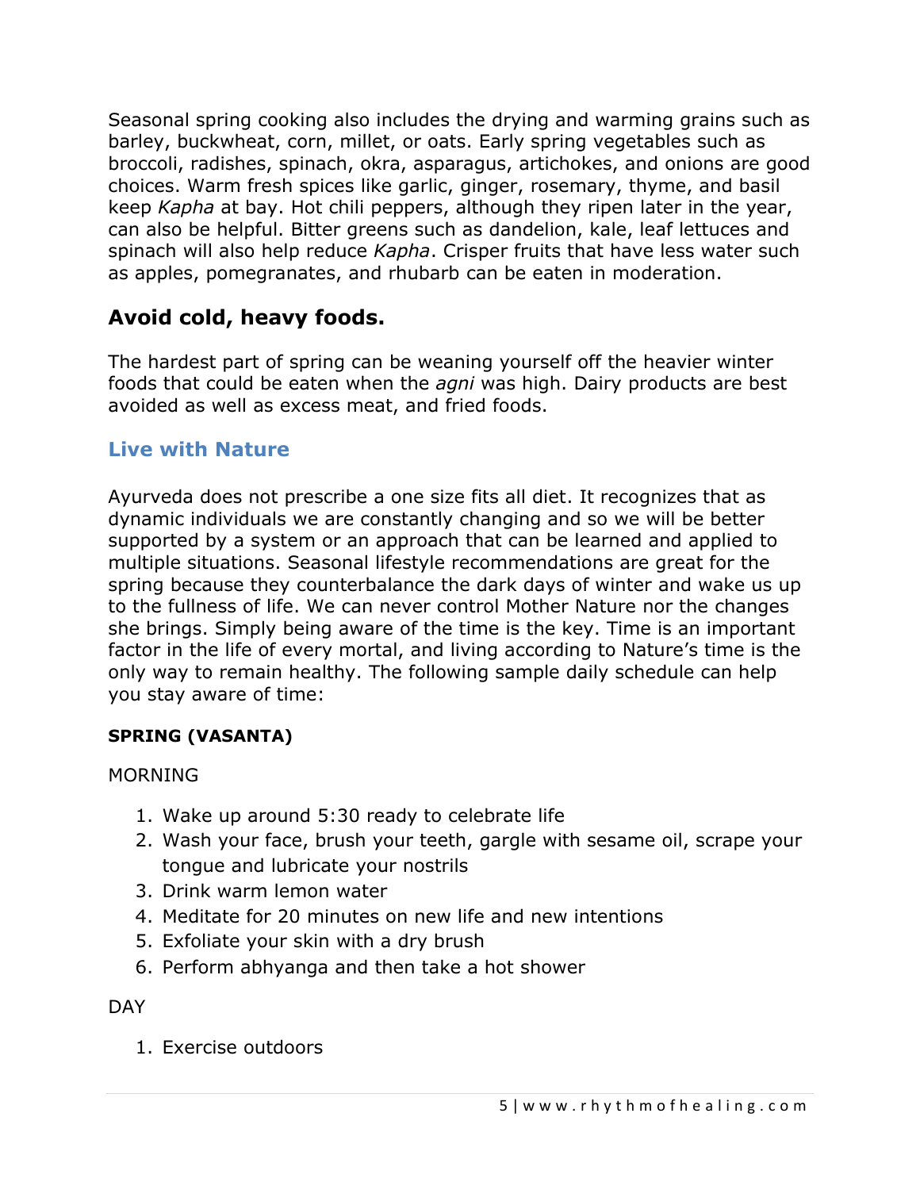Seasonal spring cooking also includes the drying and warming grains such as barley, buckwheat, corn, millet, or oats. Early spring vegetables such as broccoli, radishes, spinach, okra, asparagus, artichokes, and onions are good choices. Warm fresh spices like garlic, ginger, rosemary, thyme, and basil keep *Kapha* at bay. Hot chili peppers, although they ripen later in the year, can also be helpful. Bitter greens such as dandelion, kale, leaf lettuces and spinach will also help reduce *Kapha*. Crisper fruits that have less water such as apples, pomegranates, and rhubarb can be eaten in moderation.

### Avoid cold, heavy foods.

The hardest part of spring can be weaning yourself off the heavier winter foods that could be eaten when the *agni* was high. Dairy products are best avoided as well as excess meat, and fried foods.

## Live with Nature

Ayurveda does not prescribe a one size fits all diet. It recognizes that as dynamic individuals we are constantly changing and so we will be better supported by a system or an approach that can be learned and applied to multiple situations. Seasonal lifestyle recommendations are great for the spring because they counterbalance the dark days of winter and wake us up to the fullness of life. We can never control Mother Nature nor the changes she brings. Simply being aware of the time is the key. Time is an important factor in the life of every mortal, and living according to Nature's time is the only way to remain healthy. The following sample daily schedule can help you stay aware of time:

**SPRING (VASANTA)**

MORNING

1. Wake up around 5:30 ready to celebrate life
2. Wash your face, brush your teeth, gargle with sesame oil, scrape your tongue and lubricate your nostrils
3. Drink warm lemon water
4. Meditate for 20 minutes on new life and new intentions
5. Exfoliate your skin with a dry brush
6. Perform abhyanga and then take a hot shower

DAY

1. Exercise outdoors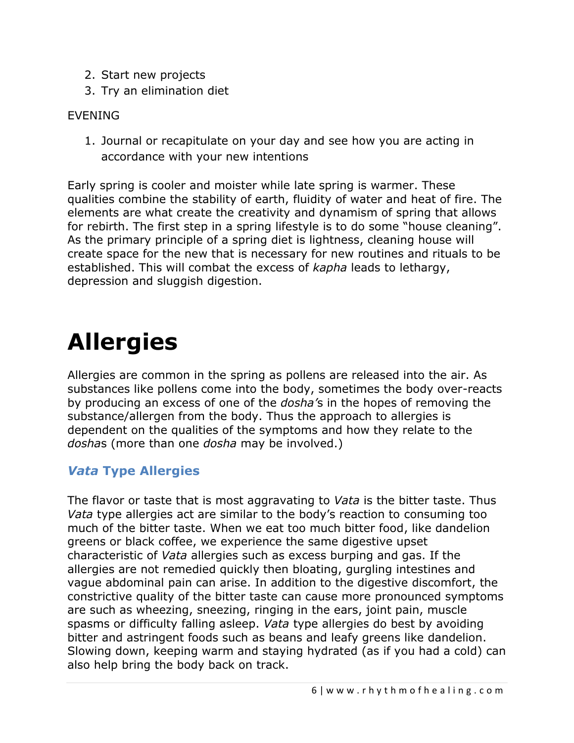2. Start new projects
3. Try an elimination diet

EVENING

1. Journal or recapitulate on your day and see how you are acting in accordance with your new intentions

Early spring is cooler and moister while late spring is warmer. These qualities combine the stability of earth, fluidity of water and heat of fire. The elements are what create the creativity and dynamism of spring that allows for rebirth. The first step in a spring lifestyle is to do some "house cleaning". As the primary principle of a spring diet is lightness, cleaning house will create space for the new that is necessary for new routines and rituals to be established. This will combat the excess of *kapha* leads to lethargy, depression and sluggish digestion.

# Allergies

Allergies are common in the spring as pollens are released into the air. As substances like pollens come into the body, sometimes the body over-reacts by producing an excess of one of the *dosha's* in the hopes of removing the substance/allergen from the body. Thus the approach to allergies is dependent on the qualities of the symptoms and how they relate to the *dosha*s (more than one *dosha* may be involved.)

### *Vata* Type Allergies

The flavor or taste that is most aggravating to *Vata* is the bitter taste. Thus *Vata* type allergies act are similar to the body's reaction to consuming too much of the bitter taste. When we eat too much bitter food, like dandelion greens or black coffee, we experience the same digestive upset characteristic of *Vata* allergies such as excess burping and gas. If the allergies are not remedied quickly then bloating, gurgling intestines and vague abdominal pain can arise. In addition to the digestive discomfort, the constrictive quality of the bitter taste can cause more pronounced symptoms are such as wheezing, sneezing, ringing in the ears, joint pain, muscle spasms or difficulty falling asleep. *Vata* type allergies do best by avoiding bitter and astringent foods such as beans and leafy greens like dandelion. Slowing down, keeping warm and staying hydrated (as if you had a cold) can also help bring the body back on track.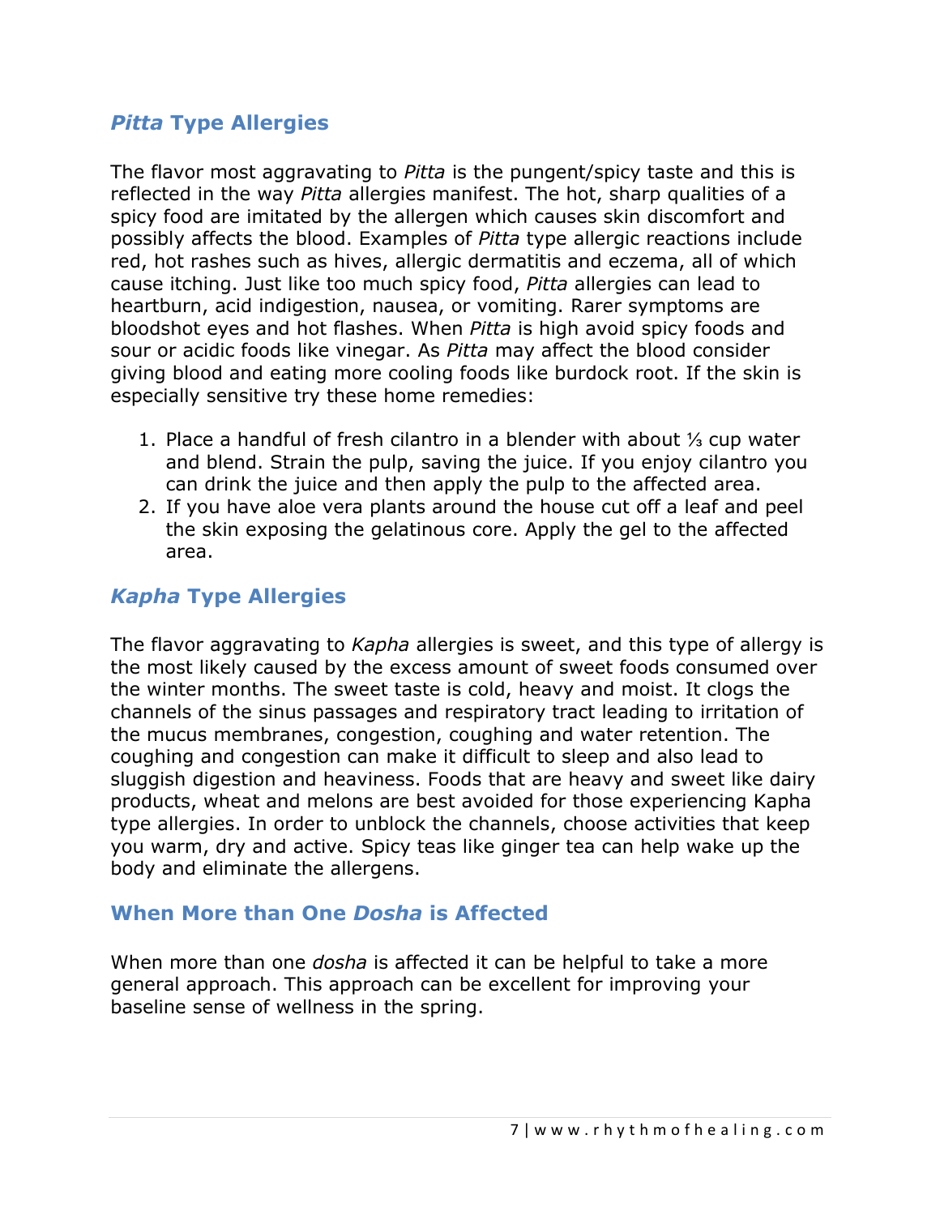## *Pitta* Type Allergies

The flavor most aggravating to *Pitta* is the pungent/spicy taste and this is reflected in the way *Pitta* allergies manifest. The hot, sharp qualities of a spicy food are imitated by the allergen which causes skin discomfort and possibly affects the blood. Examples of *Pitta* type allergic reactions include red, hot rashes such as hives, allergic dermatitis and eczema, all of which cause itching. Just like too much spicy food, *Pitta* allergies can lead to heartburn, acid indigestion, nausea, or vomiting. Rarer symptoms are bloodshot eyes and hot flashes. When *Pitta* is high avoid spicy foods and sour or acidic foods like vinegar. As *Pitta* may affect the blood consider giving blood and eating more cooling foods like burdock root. If the skin is especially sensitive try these home remedies:

1. Place a handful of fresh cilantro in a blender with about ⅓ cup water and blend. Strain the pulp, saving the juice. If you enjoy cilantro you can drink the juice and then apply the pulp to the affected area.
2. If you have aloe vera plants around the house cut off a leaf and peel the skin exposing the gelatinous core. Apply the gel to the affected area.

## *Kapha* Type Allergies

The flavor aggravating to *Kapha* allergies is sweet, and this type of allergy is the most likely caused by the excess amount of sweet foods consumed over the winter months. The sweet taste is cold, heavy and moist. It clogs the channels of the sinus passages and respiratory tract leading to irritation of the mucus membranes, congestion, coughing and water retention. The coughing and congestion can make it difficult to sleep and also lead to sluggish digestion and heaviness. Foods that are heavy and sweet like dairy products, wheat and melons are best avoided for those experiencing Kapha type allergies. In order to unblock the channels, choose activities that keep you warm, dry and active. Spicy teas like ginger tea can help wake up the body and eliminate the allergens.

### When More than One *Dosha* is Affected

When more than one *dosha* is affected it can be helpful to take a more general approach. This approach can be excellent for improving your baseline sense of wellness in the spring.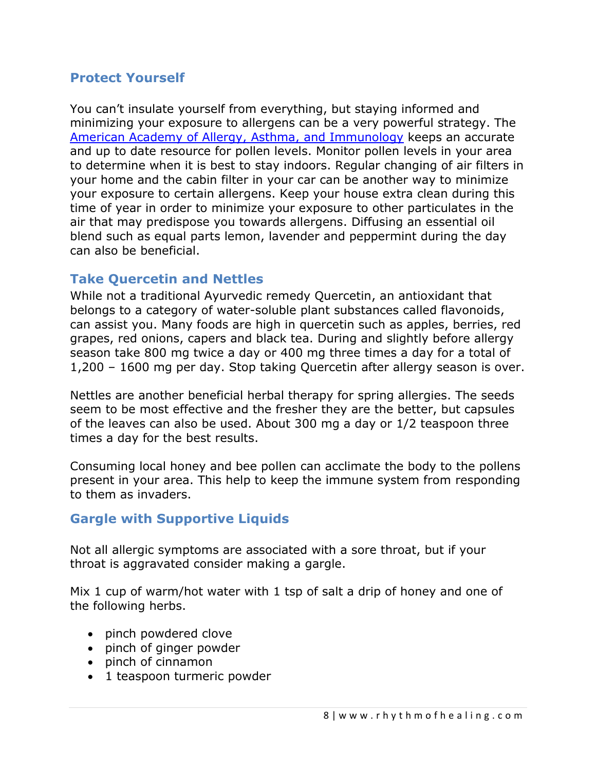## Protect Yourself

You can't insulate yourself from everything, but staying informed and minimizing your exposure to allergens can be a very powerful strategy. The [American Academy of Allergy, Asthma, and Immunology] keeps an accurate and up to date resource for pollen levels. Monitor pollen levels in your area to determine when it is best to stay indoors. Regular changing of air filters in your home and the cabin filter in your car can be another way to minimize your exposure to certain allergens. Keep your house extra clean during this time of year in order to minimize your exposure to other particulates in the air that may predispose you towards allergens. Diffusing an essential oil blend such as equal parts lemon, lavender and peppermint during the day can also be beneficial.

## Take Quercetin and Nettles

While not a traditional Ayurvedic remedy Quercetin, an antioxidant that belongs to a category of water-soluble plant substances called flavonoids, can assist you. Many foods are high in quercetin such as apples, berries, red grapes, red onions, capers and black tea. During and slightly before allergy season take 800 mg twice a day or 400 mg three times a day for a total of 1,200 – 1600 mg per day. Stop taking Quercetin after allergy season is over.

Nettles are another beneficial herbal therapy for spring allergies. The seeds seem to be most effective and the fresher they are the better, but capsules of the leaves can also be used. About 300 mg a day or 1/2 teaspoon three times a day for the best results.

Consuming local honey and bee pollen can acclimate the body to the pollens present in your area. This help to keep the immune system from responding to them as invaders.

## Gargle with Supportive Liquids

Not all allergic symptoms are associated with a sore throat, but if your throat is aggravated consider making a gargle.

Mix 1 cup of warm/hot water with 1 tsp of salt a drip of honey and one of the following herbs.

- pinch powdered clove
- pinch of ginger powder
- pinch of cinnamon
- 1 teaspoon turmeric powder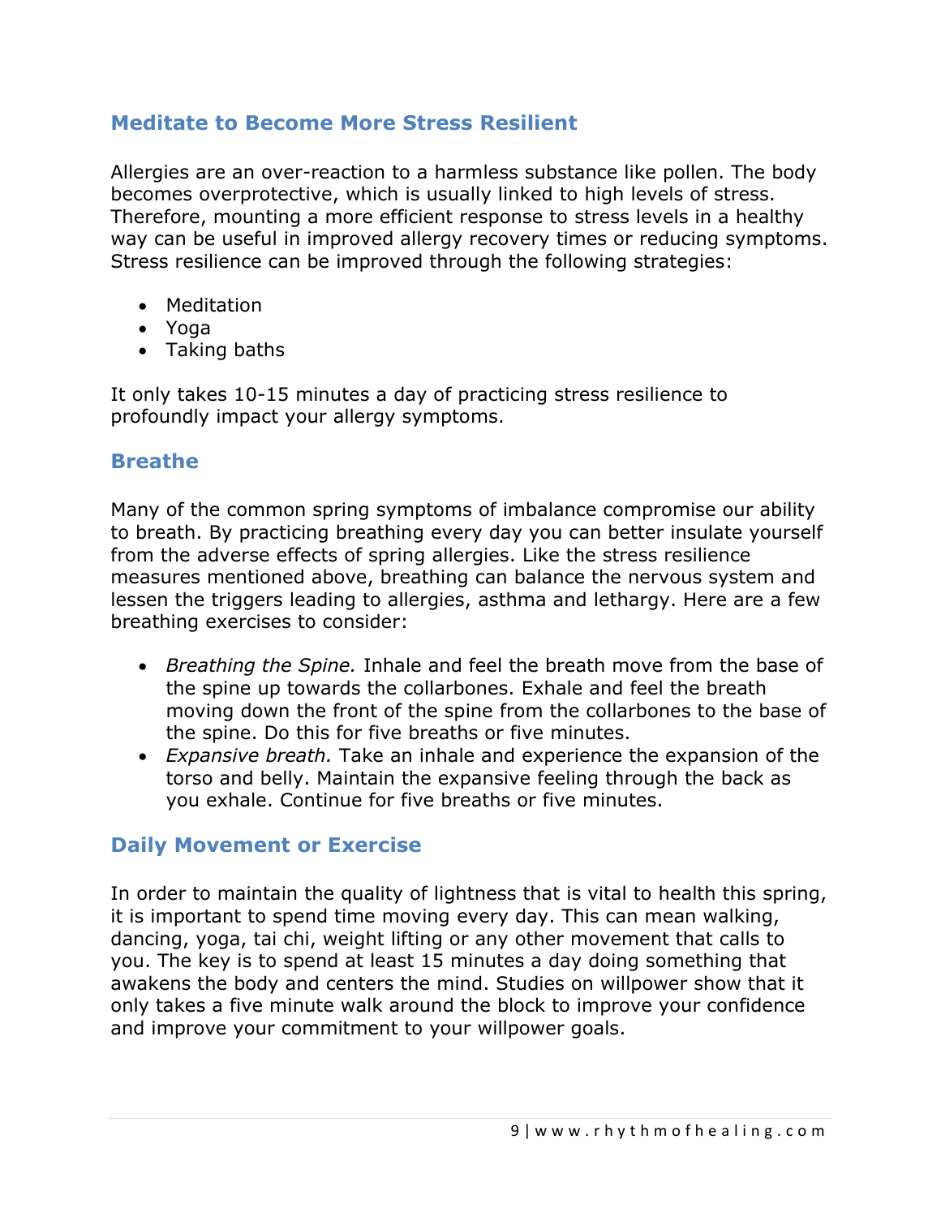## Meditate to Become More Stress Resilient

Allergies are an over-reaction to a harmless substance like pollen. The body becomes overprotective, which is usually linked to high levels of stress. Therefore, mounting a more efficient response to stress levels in a healthy way can be useful in improved allergy recovery times or reducing symptoms. Stress resilience can be improved through the following strategies:

- Meditation
- Yoga
- Taking baths

It only takes 10-15 minutes a day of practicing stress resilience to profoundly impact your allergy symptoms.

## Breathe

Many of the common spring symptoms of imbalance compromise our ability to breath. By practicing breathing every day you can better insulate yourself from the adverse effects of spring allergies. Like the stress resilience measures mentioned above, breathing can balance the nervous system and lessen the triggers leading to allergies, asthma and lethargy. Here are a few breathing exercises to consider:

- *Breathing the Spine.* Inhale and feel the breath move from the base of the spine up towards the collarbones. Exhale and feel the breath moving down the front of the spine from the collarbones to the base of the spine. Do this for five breaths or five minutes.
- *Expansive breath.* Take an inhale and experience the expansion of the torso and belly. Maintain the expansive feeling through the back as you exhale. Continue for five breaths or five minutes.

## Daily Movement or Exercise

In order to maintain the quality of lightness that is vital to health this spring, it is important to spend time moving every day. This can mean walking, dancing, yoga, tai chi, weight lifting or any other movement that calls to you. The key is to spend at least 15 minutes a day doing something that awakens the body and centers the mind. Studies on willpower show that it only takes a five minute walk around the block to improve your confidence and improve your commitment to your willpower goals.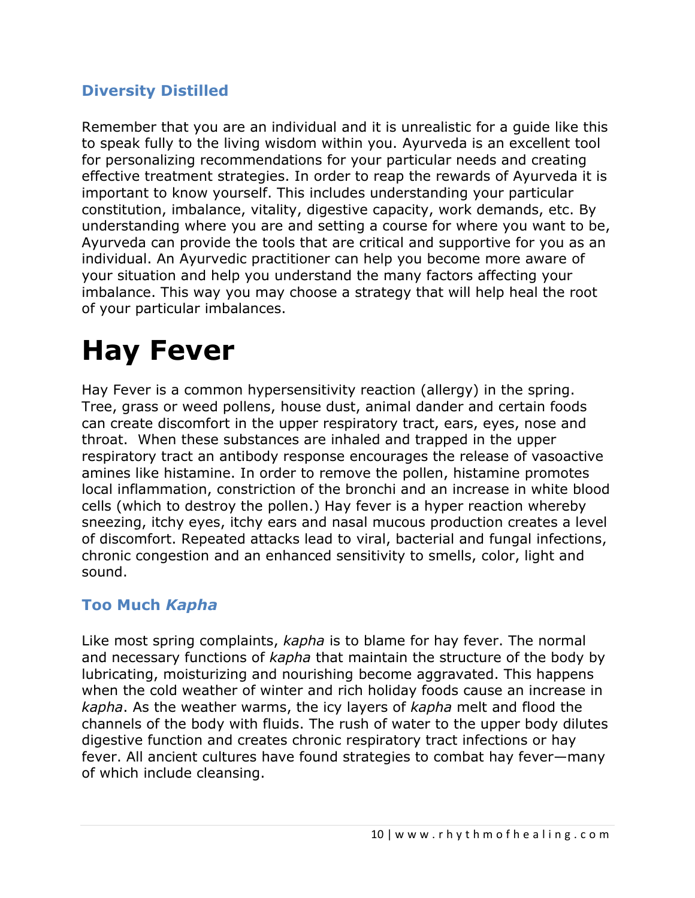### Diversity Distilled

Remember that you are an individual and it is unrealistic for a guide like this to speak fully to the living wisdom within you. Ayurveda is an excellent tool for personalizing recommendations for your particular needs and creating effective treatment strategies. In order to reap the rewards of Ayurveda it is important to know yourself. This includes understanding your particular constitution, imbalance, vitality, digestive capacity, work demands, etc. By understanding where you are and setting a course for where you want to be, Ayurveda can provide the tools that are critical and supportive for you as an individual. An Ayurvedic practitioner can help you become more aware of your situation and help you understand the many factors affecting your imbalance. This way you may choose a strategy that will help heal the root of your particular imbalances.

# Hay Fever

Hay Fever is a common hypersensitivity reaction (allergy) in the spring. Tree, grass or weed pollens, house dust, animal dander and certain foods can create discomfort in the upper respiratory tract, ears, eyes, nose and throat. When these substances are inhaled and trapped in the upper respiratory tract an antibody response encourages the release of vasoactive amines like histamine. In order to remove the pollen, histamine promotes local inflammation, constriction of the bronchi and an increase in white blood cells (which to destroy the pollen.) Hay fever is a hyper reaction whereby sneezing, itchy eyes, itchy ears and nasal mucous production creates a level of discomfort. Repeated attacks lead to viral, bacterial and fungal infections, chronic congestion and an enhanced sensitivity to smells, color, light and sound.

### Too Much *Kapha*

Like most spring complaints, *kapha* is to blame for hay fever. The normal and necessary functions of *kapha* that maintain the structure of the body by lubricating, moisturizing and nourishing become aggravated. This happens when the cold weather of winter and rich holiday foods cause an increase in *kapha*. As the weather warms, the icy layers of *kapha* melt and flood the channels of the body with fluids. The rush of water to the upper body dilutes digestive function and creates chronic respiratory tract infections or hay fever. All ancient cultures have found strategies to combat hay fever—many of which include cleansing.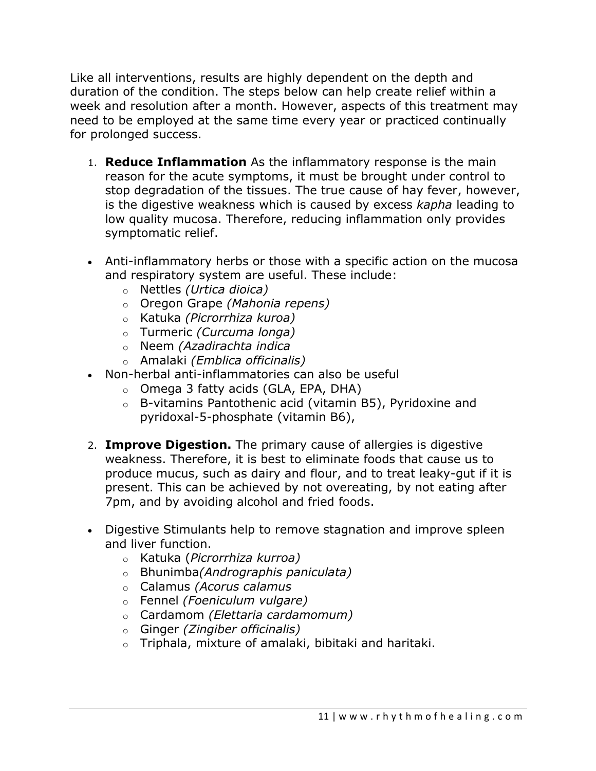Like all interventions, results are highly dependent on the depth and duration of the condition. The steps below can help create relief within a week and resolution after a month. However, aspects of this treatment may need to be employed at the same time every year or practiced continually for prolonged success.

1. **Reduce Inflammation** As the inflammatory response is the main reason for the acute symptoms, it must be brought under control to stop degradation of the tissues. The true cause of hay fever, however, is the digestive weakness which is caused by excess *kapha* leading to low quality mucosa. Therefore, reducing inflammation only provides symptomatic relief.

- Anti-inflammatory herbs or those with a specific action on the mucosa and respiratory system are useful. These include:
  - Nettles *(Urtica dioica)*
  - Oregon Grape *(Mahonia repens)*
  - Katuka *(Picrorrhiza kuroa)*
  - Turmeric *(Curcuma longa)*
  - Neem *(Azadirachta indica*
  - Amalaki *(Emblica officinalis)*
- Non-herbal anti-inflammatories can also be useful
  - Omega 3 fatty acids (GLA, EPA, DHA)
  - B-vitamins Pantothenic acid (vitamin B5), Pyridoxine and pyridoxal-5-phosphate (vitamin B6),

2. **Improve Digestion.** The primary cause of allergies is digestive weakness. Therefore, it is best to eliminate foods that cause us to produce mucus, such as dairy and flour, and to treat leaky-gut if it is present. This can be achieved by not overeating, by not eating after 7pm, and by avoiding alcohol and fried foods.

- Digestive Stimulants help to remove stagnation and improve spleen and liver function.
  - Katuka (*Picrorrhiza kurroa)*
  - Bhunimba*(Andrographis paniculata)*
  - Calamus *(Acorus calamus*
  - Fennel *(Foeniculum vulgare)*
  - Cardamom *(Elettaria cardamomum)*
  - Ginger *(Zingiber officinalis)*
  - Triphala, mixture of amalaki, bibitaki and haritaki.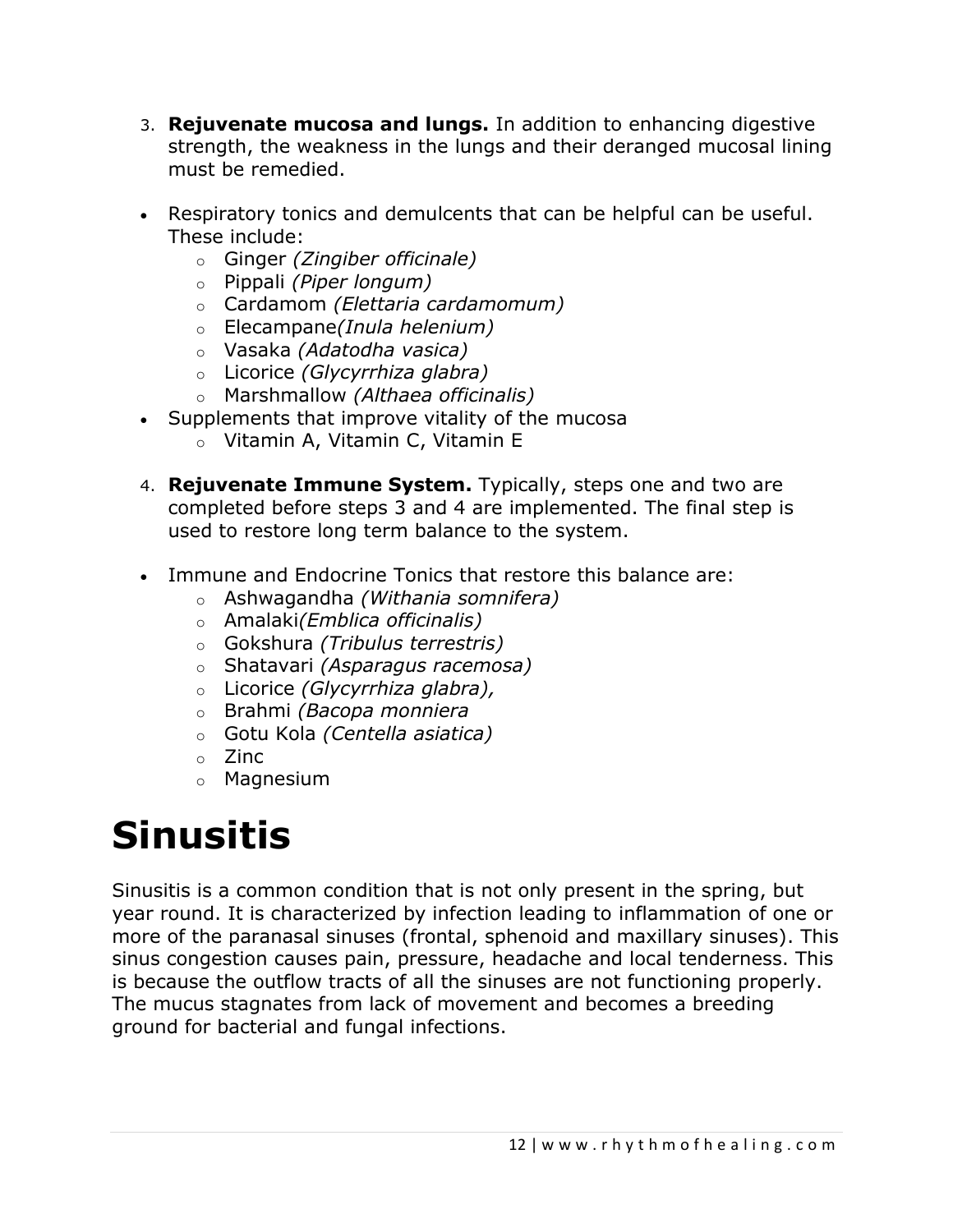3. **Rejuvenate mucosa and lungs.** In addition to enhancing digestive strength, the weakness in the lungs and their deranged mucosal lining must be remedied.

- Respiratory tonics and demulcents that can be helpful can be useful. These include:
  - Ginger *(Zingiber officinale)*
  - Pippali *(Piper longum)*
  - Cardamom *(Elettaria cardamomum)*
  - Elecampane*(Inula helenium)*
  - Vasaka *(Adatodha vasica)*
  - Licorice *(Glycyrrhiza glabra)*
  - Marshmallow *(Althaea officinalis)*
- Supplements that improve vitality of the mucosa
  - Vitamin A, Vitamin C, Vitamin E

4. **Rejuvenate Immune System.** Typically, steps one and two are completed before steps 3 and 4 are implemented. The final step is used to restore long term balance to the system.

- Immune and Endocrine Tonics that restore this balance are:
  - Ashwagandha *(Withania somnifera)*
  - Amalaki*(Emblica officinalis)*
  - Gokshura *(Tribulus terrestris)*
  - Shatavari *(Asparagus racemosa)*
  - Licorice *(Glycyrrhiza glabra),*
  - Brahmi *(Bacopa monniera*
  - Gotu Kola *(Centella asiatica)*
  - Zinc
  - Magnesium

# Sinusitis

Sinusitis is a common condition that is not only present in the spring, but year round. It is characterized by infection leading to inflammation of one or more of the paranasal sinuses (frontal, sphenoid and maxillary sinuses). This sinus congestion causes pain, pressure, headache and local tenderness. This is because the outflow tracts of all the sinuses are not functioning properly. The mucus stagnates from lack of movement and becomes a breeding ground for bacterial and fungal infections.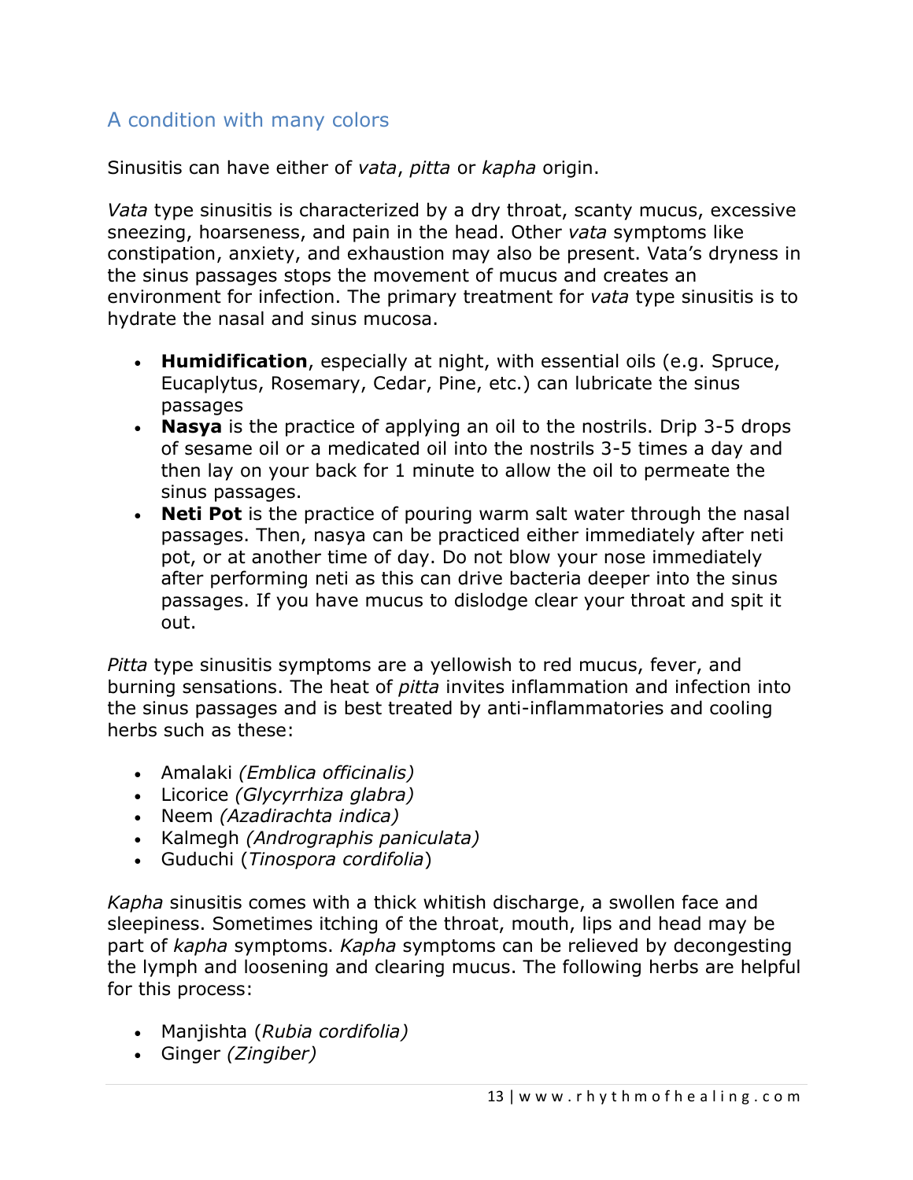## A condition with many colors

Sinusitis can have either of *vata*, *pitta* or *kapha* origin.

*Vata* type sinusitis is characterized by a dry throat, scanty mucus, excessive sneezing, hoarseness, and pain in the head. Other *vata* symptoms like constipation, anxiety, and exhaustion may also be present. Vata's dryness in the sinus passages stops the movement of mucus and creates an environment for infection. The primary treatment for *vata* type sinusitis is to hydrate the nasal and sinus mucosa.

- **Humidification**, especially at night, with essential oils (e.g. Spruce, Eucaplytus, Rosemary, Cedar, Pine, etc.) can lubricate the sinus passages
- **Nasya** is the practice of applying an oil to the nostrils. Drip 3-5 drops of sesame oil or a medicated oil into the nostrils 3-5 times a day and then lay on your back for 1 minute to allow the oil to permeate the sinus passages.
- **Neti Pot** is the practice of pouring warm salt water through the nasal passages. Then, nasya can be practiced either immediately after neti pot, or at another time of day. Do not blow your nose immediately after performing neti as this can drive bacteria deeper into the sinus passages. If you have mucus to dislodge clear your throat and spit it out.

*Pitta* type sinusitis symptoms are a yellowish to red mucus, fever, and burning sensations. The heat of *pitta* invites inflammation and infection into the sinus passages and is best treated by anti-inflammatories and cooling herbs such as these:

- Amalaki *(Emblica officinalis)*
- Licorice *(Glycyrrhiza glabra)*
- Neem *(Azadirachta indica)*
- Kalmegh *(Andrographis paniculata)*
- Guduchi (*Tinospora cordifolia*)

*Kapha* sinusitis comes with a thick whitish discharge, a swollen face and sleepiness. Sometimes itching of the throat, mouth, lips and head may be part of *kapha* symptoms. *Kapha* symptoms can be relieved by decongesting the lymph and loosening and clearing mucus. The following herbs are helpful for this process:

- Manjishta (*Rubia cordifolia)*
- Ginger *(Zingiber)*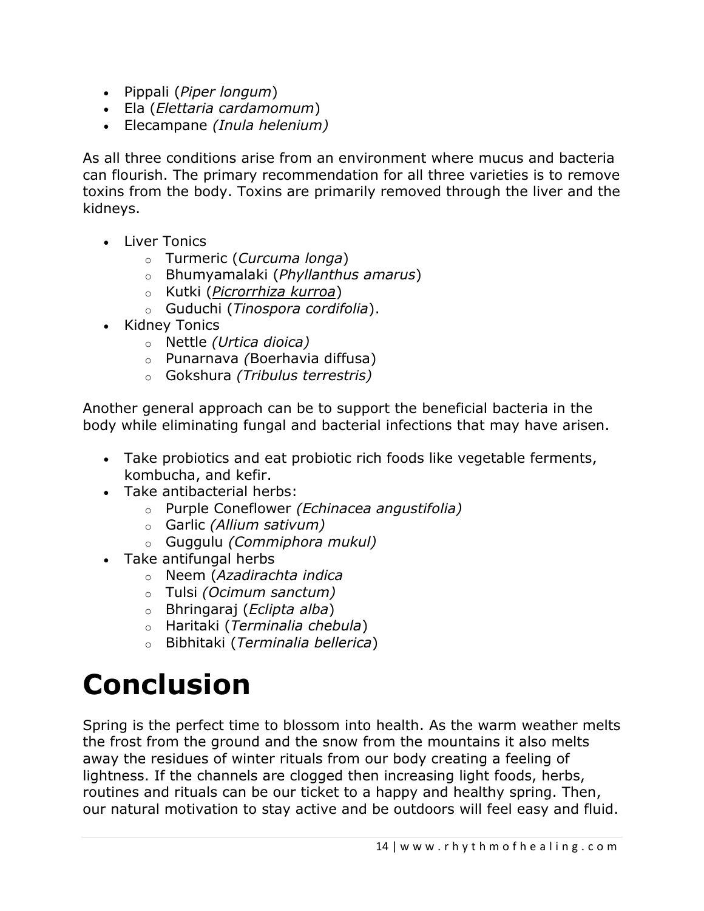- Pippali (*Piper longum*)
- Ela (*Elettaria cardamomum*)
- Elecampane *(Inula helenium)*

As all three conditions arise from an environment where mucus and bacteria can flourish. The primary recommendation for all three varieties is to remove toxins from the body. Toxins are primarily removed through the liver and the kidneys.

- Liver Tonics
  - Turmeric (*Curcuma longa*)
  - Bhumyamalaki (*Phyllanthus amarus*)
  - Kutki (*Picrorrhiza kurroa*)
  - Guduchi (*Tinospora cordifolia*).
- Kidney Tonics
  - Nettle *(Urtica dioica)*
  - Punarnava *(*Boerhavia diffusa)
  - Gokshura *(Tribulus terrestris)*

Another general approach can be to support the beneficial bacteria in the body while eliminating fungal and bacterial infections that may have arisen.

- Take probiotics and eat probiotic rich foods like vegetable ferments, kombucha, and kefir.
- Take antibacterial herbs:
  - Purple Coneflower *(Echinacea angustifolia)*
  - Garlic *(Allium sativum)*
  - Guggulu *(Commiphora mukul)*
- Take antifungal herbs
  - Neem (*Azadirachta indica*
  - Tulsi *(Ocimum sanctum)*
  - Bhringaraj (*Eclipta alba*)
  - Haritaki (*Terminalia chebula*)
  - Bibhitaki (*Terminalia bellerica*)

# Conclusion

Spring is the perfect time to blossom into health. As the warm weather melts the frost from the ground and the snow from the mountains it also melts away the residues of winter rituals from our body creating a feeling of lightness. If the channels are clogged then increasing light foods, herbs, routines and rituals can be our ticket to a happy and healthy spring. Then, our natural motivation to stay active and be outdoors will feel easy and fluid.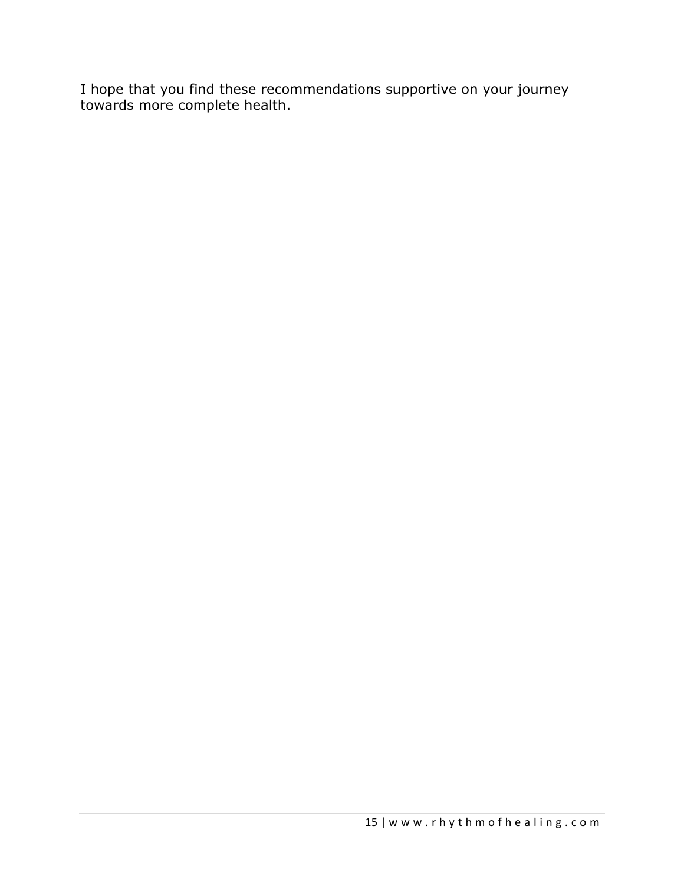I hope that you find these recommendations supportive on your journey towards more complete health.